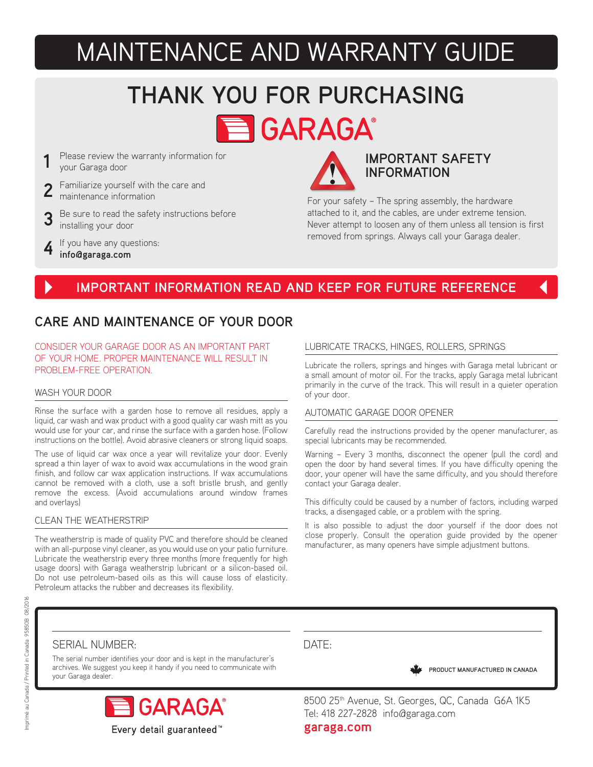# MAINTENANCE AND WARRANTY GUIDE

## THANK YOU FOR PURCHASING GARAGA®

1. Please review the warranty information for your Garaga door
2. Familiarize yourself with the care and maintenance information
3. Be sure to read the safety instructions before installing your door
4. If you have any questions: **info@garaga.com**

### IMPORTANT SAFETY INFORMATION

For your safety – The spring assembly, the hardware attached to it, and the cables, are under extreme tension. Never attempt to loosen any of them unless all tension is first removed from springs. Always call your Garaga dealer.

**IMPORTANT INFORMATION READ AND KEEP FOR FUTURE REFERENCE**

## CARE AND MAINTENANCE OF YOUR DOOR

CONSIDER YOUR GARAGE DOOR AS AN IMPORTANT PART OF YOUR HOME. PROPER MAINTENANCE WILL RESULT IN PROBLEM-FREE OPERATION.

### WASH YOUR DOOR

Rinse the surface with a garden hose to remove all residues, apply a liquid, car wash and wax product with a good quality car wash mitt as you would use for your car, and rinse the surface with a garden hose. (Follow instructions on the bottle). Avoid abrasive cleaners or strong liquid soaps.

The use of liquid car wax once a year will revitalize your door. Evenly spread a thin layer of wax to avoid wax accumulations in the wood grain finish, and follow car wax application instructions. If wax accumulations cannot be removed with a cloth, use a soft bristle brush, and gently remove the excess. (Avoid accumulations around window frames and overlays)

### CLEAN THE WEATHERSTRIP

The weatherstrip is made of quality PVC and therefore should be cleaned with an all-purpose vinyl cleaner, as you would use on your patio furniture. Lubricate the weatherstrip every three months (more frequently for high usage doors) with Garaga weatherstrip lubricant or a silicon-based oil. Do not use petroleum-based oils as this will cause loss of elasticity. Petroleum attacks the rubber and decreases its flexibility.

### LUBRICATE TRACKS, HINGES, ROLLERS, SPRINGS

Lubricate the rollers, springs and hinges with Garaga metal lubricant or a small amount of motor oil. For the tracks, apply Garaga metal lubricant primarily in the curve of the track. This will result in a quieter operation of your door.

### AUTOMATIC GARAGE DOOR OPENER

Carefully read the instructions provided by the opener manufacturer, as special lubricants may be recommended.

Warning – Every 3 months, disconnect the opener (pull the cord) and open the door by hand several times. If you have difficulty opening the door, your opener will have the same difficulty, and you should therefore contact your Garaga dealer.

This difficulty could be caused by a number of factors, including warped tracks, a disengaged cable, or a problem with the spring.

It is also possible to adjust the door yourself if the door does not close properly. Consult the operation guide provided by the opener manufacturer, as many openers have simple adjustment buttons.

---

SERIAL NUMBER:

The serial number identifies your door and is kept in the manufacturer's archives. We suggest you keep it handy if you need to communicate with your Garaga dealer.

DATE:

PRODUCT MANUFACTURED IN CANADA

---

Imprimé au Canada / Printed in Canada 95850B 08/2016

GARAGA® Every detail guaranteed™

8500 25th Avenue, St. Georges, QC, Canada G6A 1K5
Tel: 418 227-2828 info@garaga.com
**garaga.com**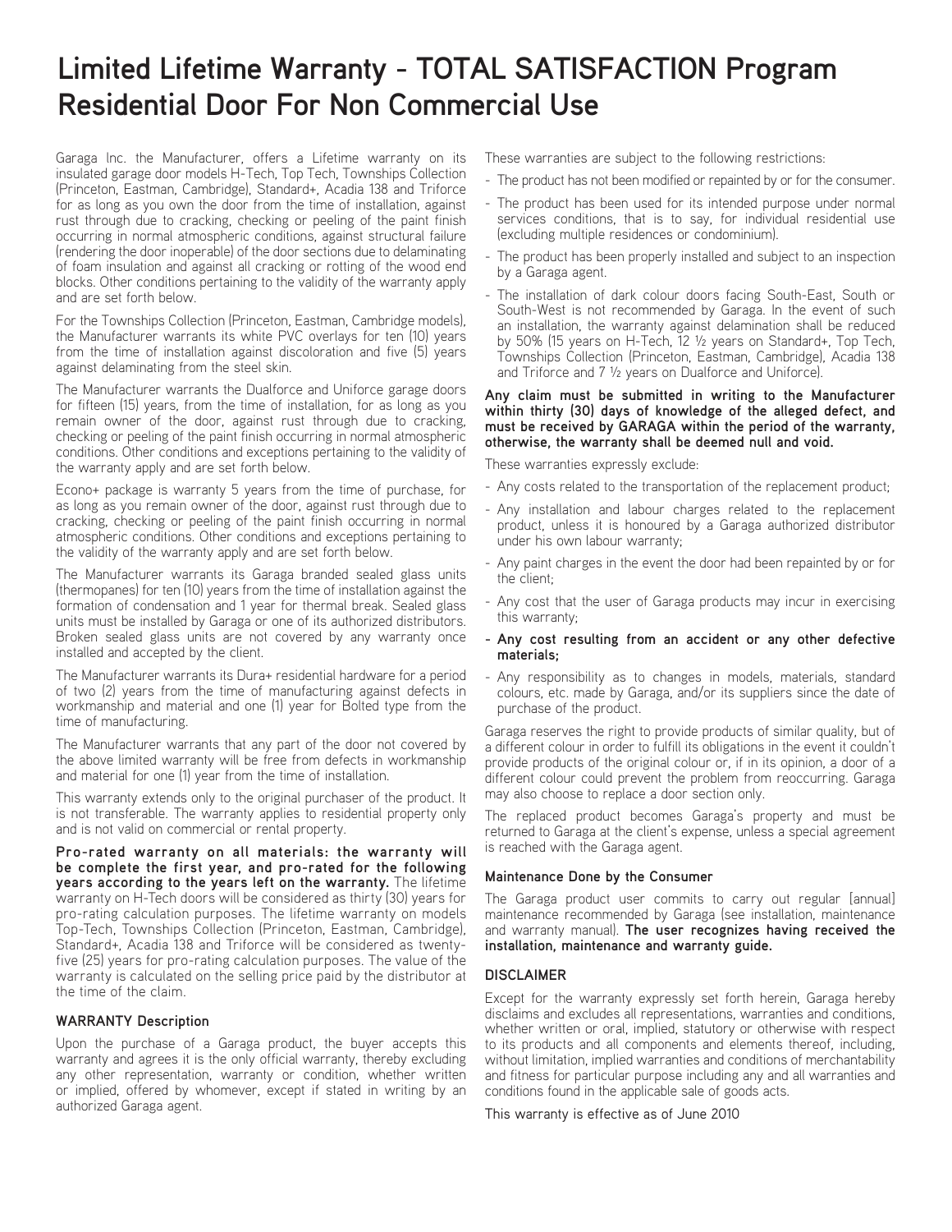# Limited Lifetime Warranty - TOTAL SATISFACTION Program Residential Door For Non Commercial Use

Garaga Inc. the Manufacturer, offers a Lifetime warranty on its insulated garage door models H-Tech, Top Tech, Townships Collection (Princeton, Eastman, Cambridge), Standard+, Acadia 138 and Triforce for as long as you own the door from the time of installation, against rust through due to cracking, checking or peeling of the paint finish occurring in normal atmospheric conditions, against structural failure (rendering the door inoperable) of the door sections due to delaminating of foam insulation and against all cracking or rotting of the wood end blocks. Other conditions pertaining to the validity of the warranty apply and are set forth below.

For the Townships Collection (Princeton, Eastman, Cambridge models), the Manufacturer warrants its white PVC overlays for ten (10) years from the time of installation against discoloration and five (5) years against delaminating from the steel skin.

The Manufacturer warrants the Dualforce and Uniforce garage doors for fifteen (15) years, from the time of installation, for as long as you remain owner of the door, against rust through due to cracking, checking or peeling of the paint finish occurring in normal atmospheric conditions. Other conditions and exceptions pertaining to the validity of the warranty apply and are set forth below.

Econo+ package is warranty 5 years from the time of purchase, for as long as you remain owner of the door, against rust through due to cracking, checking or peeling of the paint finish occurring in normal atmospheric conditions. Other conditions and exceptions pertaining to the validity of the warranty apply and are set forth below.

The Manufacturer warrants its Garaga branded sealed glass units (thermopanes) for ten (10) years from the time of installation against the formation of condensation and 1 year for thermal break. Sealed glass units must be installed by Garaga or one of its authorized distributors. Broken sealed glass units are not covered by any warranty once installed and accepted by the client.

The Manufacturer warrants its Dura+ residential hardware for a period of two (2) years from the time of manufacturing against defects in workmanship and material and one (1) year for Bolted type from the time of manufacturing.

The Manufacturer warrants that any part of the door not covered by the above limited warranty will be free from defects in workmanship and material for one (1) year from the time of installation.

This warranty extends only to the original purchaser of the product. It is not transferable. The warranty applies to residential property only and is not valid on commercial or rental property.

**Pro-rated warranty on all materials: the warranty will be complete the first year, and pro-rated for the following years according to the years left on the warranty.** The lifetime warranty on H-Tech doors will be considered as thirty (30) years for pro-rating calculation purposes. The lifetime warranty on models Top-Tech, Townships Collection (Princeton, Eastman, Cambridge), Standard+, Acadia 138 and Triforce will be considered as twenty-five (25) years for pro-rating calculation purposes. The value of the warranty is calculated on the selling price paid by the distributor at the time of the claim.

### WARRANTY Description

Upon the purchase of a Garaga product, the buyer accepts this warranty and agrees it is the only official warranty, thereby excluding any other representation, warranty or condition, whether written or implied, offered by whomever, except if stated in writing by an authorized Garaga agent.

These warranties are subject to the following restrictions:

- The product has not been modified or repainted by or for the consumer.
- The product has been used for its intended purpose under normal services conditions, that is to say, for individual residential use (excluding multiple residences or condominium).
- The product has been properly installed and subject to an inspection by a Garaga agent.
- The installation of dark colour doors facing South-East, South or South-West is not recommended by Garaga. In the event of such an installation, the warranty against delamination shall be reduced by 50% (15 years on H-Tech, 12 ½ years on Standard+, Top Tech, Townships Collection (Princeton, Eastman, Cambridge), Acadia 138 and Triforce and 7 ½ years on Dualforce and Uniforce).

**Any claim must be submitted in writing to the Manufacturer within thirty (30) days of knowledge of the alleged defect, and must be received by GARAGA within the period of the warranty, otherwise, the warranty shall be deemed null and void.**

These warranties expressly exclude:

- Any costs related to the transportation of the replacement product;
- Any installation and labour charges related to the replacement product, unless it is honoured by a Garaga authorized distributor under his own labour warranty;
- Any paint charges in the event the door had been repainted by or for the client;
- Any cost that the user of Garaga products may incur in exercising this warranty;
- **Any cost resulting from an accident or any other defective materials;**
- Any responsibility as to changes in models, materials, standard colours, etc. made by Garaga, and/or its suppliers since the date of purchase of the product.

Garaga reserves the right to provide products of similar quality, but of a different colour in order to fulfill its obligations in the event it couldn't provide products of the original colour or, if in its opinion, a door of a different colour could prevent the problem from reoccurring. Garaga may also choose to replace a door section only.

The replaced product becomes Garaga's property and must be returned to Garaga at the client's expense, unless a special agreement is reached with the Garaga agent.

### Maintenance Done by the Consumer

The Garaga product user commits to carry out regular [annual] maintenance recommended by Garaga (see installation, maintenance and warranty manual). **The user recognizes having received the installation, maintenance and warranty guide.**

### DISCLAIMER

Except for the warranty expressly set forth herein, Garaga hereby disclaims and excludes all representations, warranties and conditions, whether written or oral, implied, statutory or otherwise with respect to its products and all components and elements thereof, including, without limitation, implied warranties and conditions of merchantability and fitness for particular purpose including any and all warranties and conditions found in the applicable sale of goods acts.

This warranty is effective as of June 2010